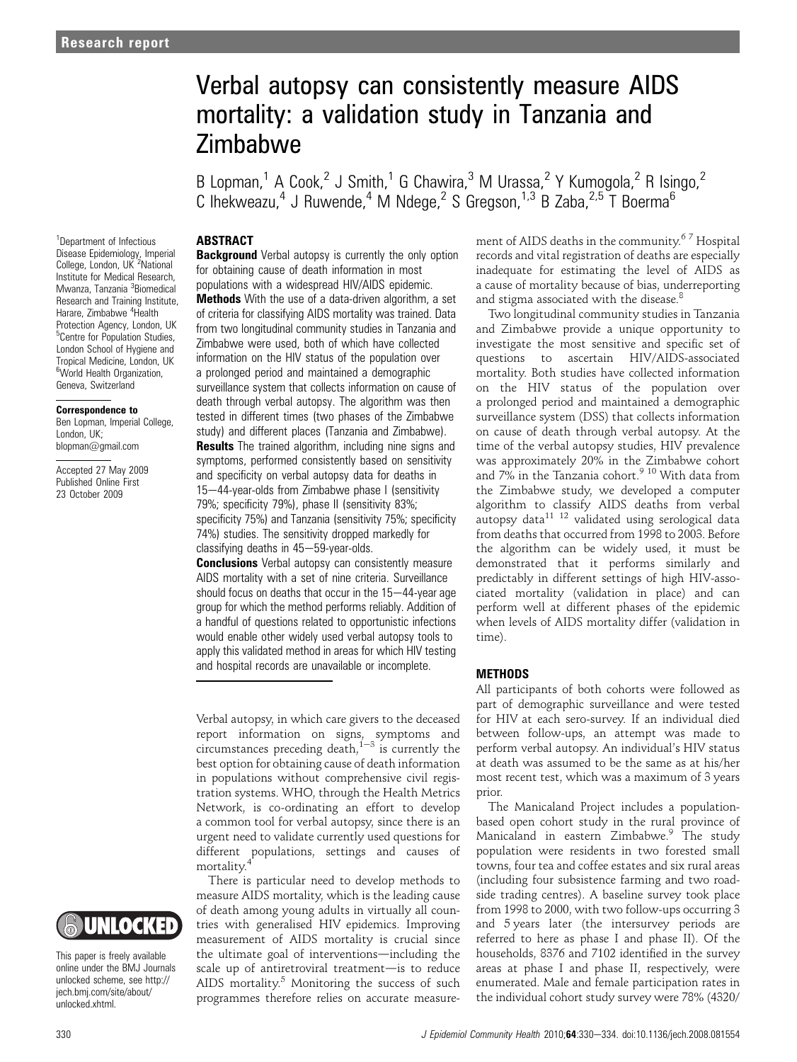Research report

# Verbal autopsy can consistently measure AIDS mortality: a validation study in Tanzania and Zimbabwe

B Lopman,[1] A Cook,[2] J Smith,[1] G Chawira,[3] M Urassa,[2] Y Kumogola,[2] R Isingo,[2] C Ihekweazu,[4] J Ruwende,[4] M Ndege,[2] S Gregson,[1,3] B Zaba,[2,5] T Boerma[6]

[1]Department of Infectious Disease Epidemiology, Imperial College, London, UK [2]National Institute for Medical Research, Mwanza, Tanzania [3]Biomedical Research and Training Institute, Harare, Zimbabwe [4]Health Protection Agency, London, UK [5]Centre for Population Studies, London School of Hygiene and Tropical Medicine, London, UK [6]World Health Organization, Geneva, Switzerland

**Correspondence to**
Ben Lopman, Imperial College, London, UK; blopman@gmail.com

Accepted 27 May 2009
Published Online First 23 October 2009

## ABSTRACT

**Background** Verbal autopsy is currently the only option for obtaining cause of death information in most populations with a widespread HIV/AIDS epidemic.

**Methods** With the use of a data-driven algorithm, a set of criteria for classifying AIDS mortality was trained. Data from two longitudinal community studies in Tanzania and Zimbabwe were used, both of which have collected information on the HIV status of the population over a prolonged period and maintained a demographic surveillance system that collects information on cause of death through verbal autopsy. The algorithm was then tested in different times (two phases of the Zimbabwe study) and different places (Tanzania and Zimbabwe).

**Results** The trained algorithm, including nine signs and symptoms, performed consistently based on sensitivity and specificity on verbal autopsy data for deaths in 15–44-year-olds from Zimbabwe phase I (sensitivity 79%; specificity 79%), phase II (sensitivity 83%; specificity 75%) and Tanzania (sensitivity 75%; specificity 74%) studies. The sensitivity dropped markedly for classifying deaths in 45–59-year-olds.

**Conclusions** Verbal autopsy can consistently measure AIDS mortality with a set of nine criteria. Surveillance should focus on deaths that occur in the 15–44-year age group for which the method performs reliably. Addition of a handful of questions related to opportunistic infections would enable other widely used verbal autopsy tools to apply this validated method in areas for which HIV testing and hospital records are unavailable or incomplete.

Verbal autopsy, in which care givers to the deceased report information on signs, symptoms and circumstances preceding death,[1–3] is currently the best option for obtaining cause of death information in populations without comprehensive civil registration systems. WHO, through the Health Metrics Network, is co-ordinating an effort to develop a common tool for verbal autopsy, since there is an urgent need to validate currently used questions for different populations, settings and causes of mortality.[4]

There is particular need to develop methods to measure AIDS mortality, which is the leading cause of death among young adults in virtually all countries with generalised HIV epidemics. Improving measurement of AIDS mortality is crucial since the ultimate goal of interventions—including the scale up of antiretroviral treatment—is to reduce AIDS mortality.[5] Monitoring the success of such programmes therefore relies on accurate measurement of AIDS deaths in the community.[6 7] Hospital records and vital registration of deaths are especially inadequate for estimating the level of AIDS as a cause of mortality because of bias, underreporting and stigma associated with the disease.[8]

Two longitudinal community studies in Tanzania and Zimbabwe provide a unique opportunity to investigate the most sensitive and specific set of questions to ascertain HIV/AIDS-associated mortality. Both studies have collected information on the HIV status of the population over a prolonged period and maintained a demographic surveillance system (DSS) that collects information on cause of death through verbal autopsy. At the time of the verbal autopsy studies, HIV prevalence was approximately 20% in the Zimbabwe cohort and 7% in the Tanzania cohort.[9 10] With data from the Zimbabwe study, we developed a computer algorithm to classify AIDS deaths from verbal autopsy data[11 12] validated using serological data from deaths that occurred from 1998 to 2003. Before the algorithm can be widely used, it must be demonstrated that it performs similarly and predictably in different settings of high HIV-associated mortality (validation in place) and can perform well at different phases of the epidemic when levels of AIDS mortality differ (validation in time).

## METHODS

All participants of both cohorts were followed as part of demographic surveillance and were tested for HIV at each sero-survey. If an individual died between follow-ups, an attempt was made to perform verbal autopsy. An individual's HIV status at death was assumed to be the same as at his/her most recent test, which was a maximum of 3 years prior.

The Manicaland Project includes a population-based open cohort study in the rural province of Manicaland in eastern Zimbabwe.[9] The study population were residents in two forested small towns, four tea and coffee estates and six rural areas (including four subsistence farming and two roadside trading centres). A baseline survey took place from 1998 to 2000, with two follow-ups occurring 3 and 5 years later (the intersurvey periods are referred to here as phase I and phase II). Of the households, 8376 and 7102 identified in the survey areas at phase I and phase II, respectively, were enumerated. Male and female participation rates in the individual cohort study survey were 78% (4320/

This paper is freely available online under the BMJ Journals unlocked scheme, see http://jech.bmj.com/site/about/unlocked.xhtml.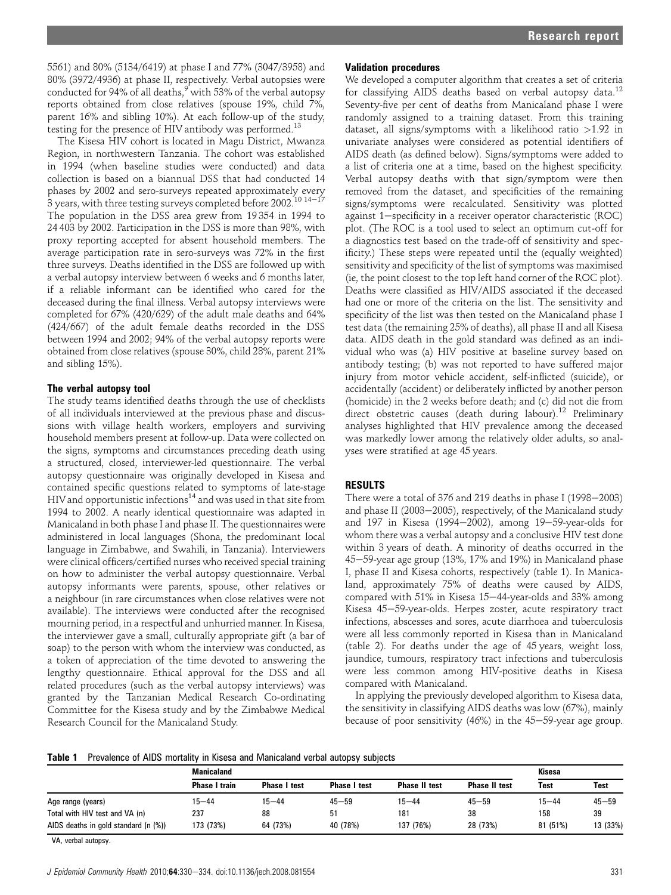5561) and 80% (5134/6419) at phase I and 77% (3047/3958) and 80% (3972/4936) at phase II, respectively. Verbal autopsies were conducted for 94% of all deaths,[9] with 53% of the verbal autopsy reports obtained from close relatives (spouse 19%, child 7%, parent 16% and sibling 10%). At each follow-up of the study, testing for the presence of HIV antibody was performed.[13]

The Kisesa HIV cohort is located in Magu District, Mwanza Region, in northwestern Tanzania. The cohort was established in 1994 (when baseline studies were conducted) and data collection is based on a biannual DSS that had conducted 14 phases by 2002 and sero-surveys repeated approximately every 3 years, with three testing surveys completed before 2002.[10 14–17] The population in the DSS area grew from 19 354 in 1994 to 24 403 by 2002. Participation in the DSS is more than 98%, with proxy reporting accepted for absent household members. The average participation rate in sero-surveys was 72% in the first three surveys. Deaths identified in the DSS are followed up with a verbal autopsy interview between 6 weeks and 6 months later, if a reliable informant can be identified who cared for the deceased during the final illness. Verbal autopsy interviews were completed for 67% (420/629) of the adult male deaths and 64% (424/667) of the adult female deaths recorded in the DSS between 1994 and 2002; 94% of the verbal autopsy reports were obtained from close relatives (spouse 30%, child 28%, parent 21% and sibling 15%).

### The verbal autopsy tool

The study teams identified deaths through the use of checklists of all individuals interviewed at the previous phase and discussions with village health workers, employers and surviving household members present at follow-up. Data were collected on the signs, symptoms and circumstances preceding death using a structured, closed, interviewer-led questionnaire. The verbal autopsy questionnaire was originally developed in Kisesa and contained specific questions related to symptoms of late-stage HIV and opportunistic infections[14] and was used in that site from 1994 to 2002. A nearly identical questionnaire was adapted in Manicaland in both phase I and phase II. The questionnaires were administered in local languages (Shona, the predominant local language in Zimbabwe, and Swahili, in Tanzania). Interviewers were clinical officers/certified nurses who received special training on how to administer the verbal autopsy questionnaire. Verbal autopsy informants were parents, spouse, other relatives or a neighbour (in rare circumstances when close relatives were not available). The interviews were conducted after the recognised mourning period, in a respectful and unhurried manner. In Kisesa, the interviewer gave a small, culturally appropriate gift (a bar of soap) to the person with whom the interview was conducted, as a token of appreciation of the time devoted to answering the lengthy questionnaire. Ethical approval for the DSS and all related procedures (such as the verbal autopsy interviews) was granted by the Tanzanian Medical Research Co-ordinating Committee for the Kisesa study and by the Zimbabwe Medical Research Council for the Manicaland Study.

### Validation procedures

We developed a computer algorithm that creates a set of criteria for classifying AIDS deaths based on verbal autopsy data.[12] Seventy-five per cent of deaths from Manicaland phase I were randomly assigned to a training dataset. From this training dataset, all signs/symptoms with a likelihood ratio >1.92 in univariate analyses were considered as potential identifiers of AIDS death (as defined below). Signs/symptoms were added to a list of criteria one at a time, based on the highest specificity. Verbal autopsy deaths with that sign/symptom were then removed from the dataset, and specificities of the remaining signs/symptoms were recalculated. Sensitivity was plotted against 1−specificity in a receiver operator characteristic (ROC) plot. (The ROC is a tool used to select an optimum cut-off for a diagnostics test based on the trade-off of sensitivity and specificity.) These steps were repeated until the (equally weighted) sensitivity and specificity of the list of symptoms was maximised (ie, the point closest to the top left hand corner of the ROC plot). Deaths were classified as HIV/AIDS associated if the deceased had one or more of the criteria on the list. The sensitivity and specificity of the list was then tested on the Manicaland phase I test data (the remaining 25% of deaths), all phase II and all Kisesa data. AIDS death in the gold standard was defined as an individual who was (a) HIV positive at baseline survey based on antibody testing; (b) was not reported to have suffered major injury from motor vehicle accident, self-inflicted (suicide), or accidentally (accident) or deliberately inflicted by another person (homicide) in the 2 weeks before death; and (c) did not die from direct obstetric causes (death during labour).[12] Preliminary analyses highlighted that HIV prevalence among the deceased was markedly lower among the relatively older adults, so analyses were stratified at age 45 years.

## RESULTS

There were a total of 376 and 219 deaths in phase I (1998–2003) and phase II (2003–2005), respectively, of the Manicaland study and 197 in Kisesa (1994–2002), among 19–59-year-olds for whom there was a verbal autopsy and a conclusive HIV test done within 3 years of death. A minority of deaths occurred in the 45–59-year age group (13%, 17% and 19%) in Manicaland phase I, phase II and Kisesa cohorts, respectively (table 1). In Manicaland, approximately 75% of deaths were caused by AIDS, compared with 51% in Kisesa 15–44-year-olds and 33% among Kisesa 45–59-year-olds. Herpes zoster, acute respiratory tract infections, abscesses and sores, acute diarrhoea and tuberculosis were all less commonly reported in Kisesa than in Manicaland (table 2). For deaths under the age of 45 years, weight loss, jaundice, tumours, respiratory tract infections and tuberculosis were less common among HIV-positive deaths in Kisesa compared with Manicaland.

In applying the previously developed algorithm to Kisesa data, the sensitivity in classifying AIDS deaths was low (67%), mainly because of poor sensitivity (46%) in the 45–59-year age group.

**Table 1** Prevalence of AIDS mortality in Kisesa and Manicaland verbal autopsy subjects

| | Manicaland | | | | | Kisesa | |
|---|---|---|---|---|---|---|---|
| | Phase I train | Phase I test | Phase I test | Phase II test | Phase II test | Test | Test |
| Age range (years) | 15–44 | 15–44 | 45–59 | 15–44 | 45–59 | 15–44 | 45–59 |
| Total with HIV test and VA (n) | 237 | 88 | 51 | 181 | 38 | 158 | 39 |
| AIDS deaths in gold standard (n (%)) | 173 (73%) | 64 (73%) | 40 (78%) | 137 (76%) | 28 (73%) | 81 (51%) | 13 (33%) |

VA, verbal autopsy.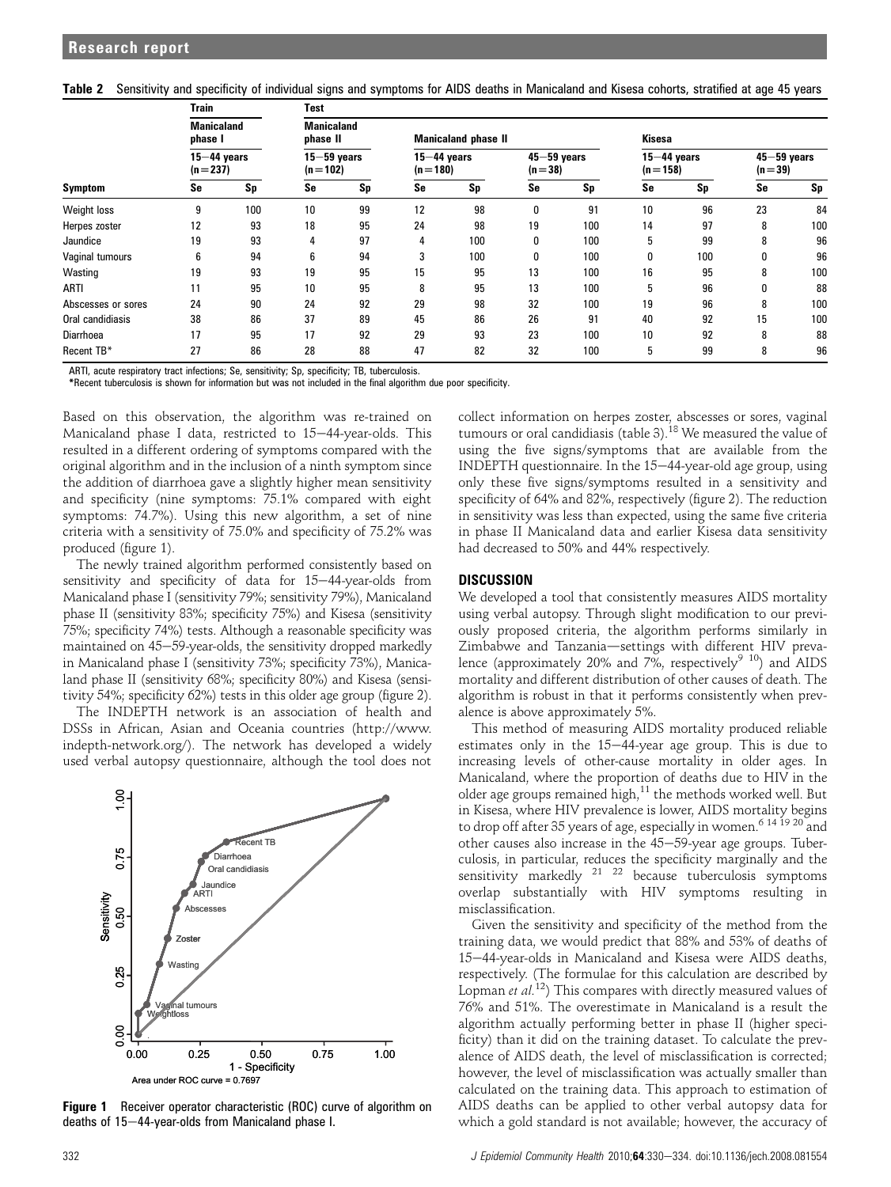**Table 2** Sensitivity and specificity of individual signs and symptoms for AIDS deaths in Manicaland and Kisesa cohorts, stratified at age 45 years

| | Train | | Test | | | | | | | | | |
|---|---|---|---|---|---|---|---|---|---|---|---|---|
| | Manicaland phase I | | Manicaland phase II | | Manicaland phase II | | | | Kisesa | | | |
| | 15–44 years (n=237) | | 15–59 years (n=102) | | 15–44 years (n=180) | | 45–59 years (n=38) | | 15–44 years (n=158) | | 45–59 years (n=39) | |
| Symptom | Se | Sp | Se | Sp | Se | Sp | Se | Sp | Se | Sp | Se | Sp |
| Weight loss | 9 | 100 | 10 | 99 | 12 | 98 | 0 | 91 | 10 | 96 | 23 | 84 |
| Herpes zoster | 12 | 93 | 18 | 95 | 24 | 98 | 19 | 100 | 14 | 97 | 8 | 100 |
| Jaundice | 19 | 93 | 4 | 97 | 4 | 100 | 0 | 100 | 5 | 99 | 8 | 96 |
| Vaginal tumours | 6 | 94 | 6 | 94 | 3 | 100 | 0 | 100 | 0 | 100 | 0 | 96 |
| Wasting | 19 | 93 | 19 | 95 | 15 | 95 | 13 | 100 | 16 | 95 | 8 | 100 |
| ARTI | 11 | 95 | 10 | 95 | 8 | 95 | 13 | 100 | 5 | 96 | 0 | 88 |
| Abscesses or sores | 24 | 90 | 24 | 92 | 29 | 98 | 32 | 100 | 19 | 96 | 8 | 100 |
| Oral candidiasis | 38 | 86 | 37 | 89 | 45 | 86 | 26 | 91 | 40 | 92 | 15 | 100 |
| Diarrhoea | 17 | 95 | 17 | 92 | 29 | 93 | 23 | 100 | 10 | 92 | 8 | 88 |
| Recent TB* | 27 | 86 | 28 | 88 | 47 | 82 | 32 | 100 | 5 | 99 | 8 | 96 |

ARTI, acute respiratory tract infections; Se, sensitivity; Sp, specificity; TB, tuberculosis.
*Recent tuberculosis is shown for information but was not included in the final algorithm due poor specificity.

Based on this observation, the algorithm was re-trained on Manicaland phase I data, restricted to 15–44-year-olds. This resulted in a different ordering of symptoms compared with the original algorithm and in the inclusion of a ninth symptom since the addition of diarrhoea gave a slightly higher mean sensitivity and specificity (nine symptoms: 75.1% compared with eight symptoms: 74.7%). Using this new algorithm, a set of nine criteria with a sensitivity of 75.0% and specificity of 75.2% was produced (figure 1).

The newly trained algorithm performed consistently based on sensitivity and specificity of data for 15–44-year-olds from Manicaland phase I (sensitivity 79%; sensitivity 79%), Manicaland phase II (sensitivity 83%; specificity 75%) and Kisesa (sensitivity 75%; specificity 74%) tests. Although a reasonable specificity was maintained on 45–59-year-olds, the sensitivity dropped markedly in Manicaland phase I (sensitivity 73%; specificity 73%), Manicaland phase II (sensitivity 68%; specificity 80%) and Kisesa (sensitivity 54%; specificity 62%) tests in this older age group (figure 2).

The INDEPTH network is an association of health and DSSs in African, Asian and Oceania countries (http://www.indepth-network.org/). The network has developed a widely used verbal autopsy questionnaire, although the tool does not collect information on herpes zoster, abscesses or sores, vaginal tumours or oral candidiasis (table 3).[18] We measured the value of using the five signs/symptoms that are available from the INDEPTH questionnaire. In the 15–44-year-old age group, using only these five signs/symptoms resulted in a sensitivity and specificity of 64% and 82%, respectively (figure 2). The reduction in sensitivity was less than expected, using the same five criteria in phase II Manicaland data and earlier Kisesa data sensitivity had decreased to 50% and 44% respectively.

**Figure 1** Receiver operator characteristic (ROC) curve of algorithm on deaths of 15–44-year-olds from Manicaland phase I.

## DISCUSSION

We developed a tool that consistently measures AIDS mortality using verbal autopsy. Through slight modification to our previously proposed criteria, the algorithm performs similarly in Zimbabwe and Tanzania—settings with different HIV prevalence (approximately 20% and 7%, respectively[9 10]) and AIDS mortality and different distribution of other causes of death. The algorithm is robust in that it performs consistently when prevalence is above approximately 5%.

This method of measuring AIDS mortality produced reliable estimates only in the 15–44-year age group. This is due to increasing levels of other-cause mortality in older ages. In Manicaland, where the proportion of deaths due to HIV in the older age groups remained high,[11] the methods worked well. But in Kisesa, where HIV prevalence is lower, AIDS mortality begins to drop off after 35 years of age, especially in women.[6 14 19 20] and other causes also increase in the 45–59-year age groups. Tuberculosis, in particular, reduces the specificity marginally and the sensitivity markedly [21 22] because tuberculosis symptoms overlap substantially with HIV symptoms resulting in misclassification.

Given the sensitivity and specificity of the method from the training data, we would predict that 88% and 53% of deaths of 15–44-year-olds in Manicaland and Kisesa were AIDS deaths, respectively. (The formulae for this calculation are described by Lopman *et al*.[12]) This compares with directly measured values of 76% and 51%. The overestimate in Manicaland is a result the algorithm actually performing better in phase II (higher specificity) than it did on the training dataset. To calculate the prevalence of AIDS death, the level of misclassification is corrected; however, the level of misclassification was actually smaller than calculated on the training data. This approach to estimation of AIDS deaths can be applied to other verbal autopsy data for which a gold standard is not available; however, the accuracy of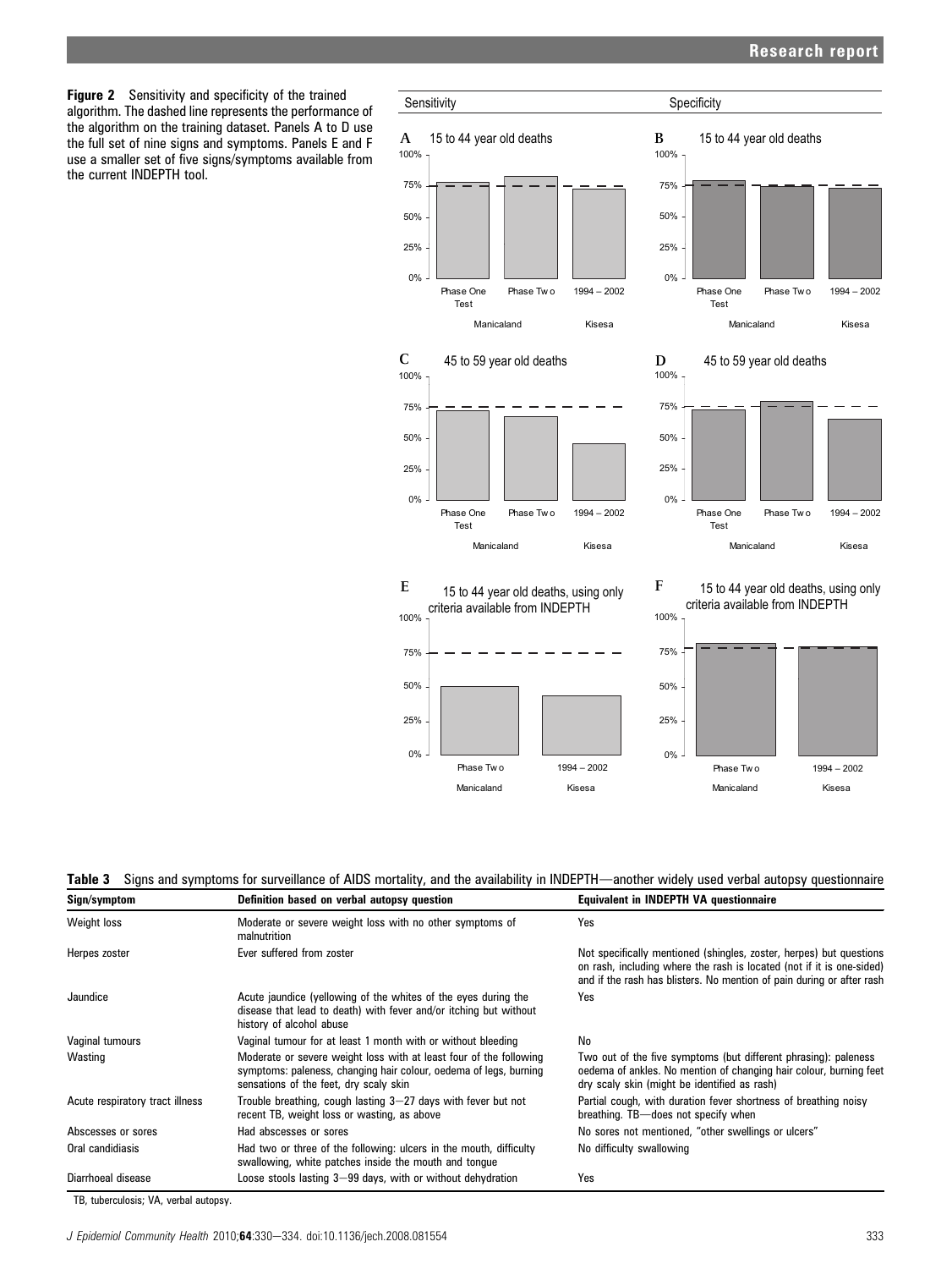**Figure 2** Sensitivity and specificity of the trained algorithm. The dashed line represents the performance of the algorithm on the training dataset. Panels A to D use the full set of nine signs and symptoms. Panels E and F use a smaller set of five signs/symptoms available from the current INDEPTH tool.

**Table 3** Signs and symptoms for surveillance of AIDS mortality, and the availability in INDEPTH—another widely used verbal autopsy questionnaire

| Sign/symptom | Definition based on verbal autopsy question | Equivalent in INDEPTH VA questionnaire |
|---|---|---|
| Weight loss | Moderate or severe weight loss with no other symptoms of malnutrition | Yes |
| Herpes zoster | Ever suffered from zoster | Not specifically mentioned (shingles, zoster, herpes) but questions on rash, including where the rash is located (not if it is one-sided) and if the rash has blisters. No mention of pain during or after rash |
| Jaundice | Acute jaundice (yellowing of the whites of the eyes during the disease that lead to death) with fever and/or itching but without history of alcohol abuse | Yes |
| Vaginal tumours | Vaginal tumour for at least 1 month with or without bleeding | No |
| Wasting | Moderate or severe weight loss with at least four of the following symptoms: paleness, changing hair colour, oedema of legs, burning sensations of the feet, dry scaly skin | Two out of the five symptoms (but different phrasing): paleness oedema of ankles. No mention of changing hair colour, burning feet dry scaly skin (might be identified as rash) |
| Acute respiratory tract illness | Trouble breathing, cough lasting 3–27 days with fever but not recent TB, weight loss or wasting, as above | Partial cough, with duration fever shortness of breathing noisy breathing. TB—does not specify when |
| Abscesses or sores | Had abscesses or sores | No sores not mentioned, "other swellings or ulcers" |
| Oral candidiasis | Had two or three of the following: ulcers in the mouth, difficulty swallowing, white patches inside the mouth and tongue | No difficulty swallowing |
| Diarrhoeal disease | Loose stools lasting 3–99 days, with or without dehydration | Yes |

TB, tuberculosis; VA, verbal autopsy.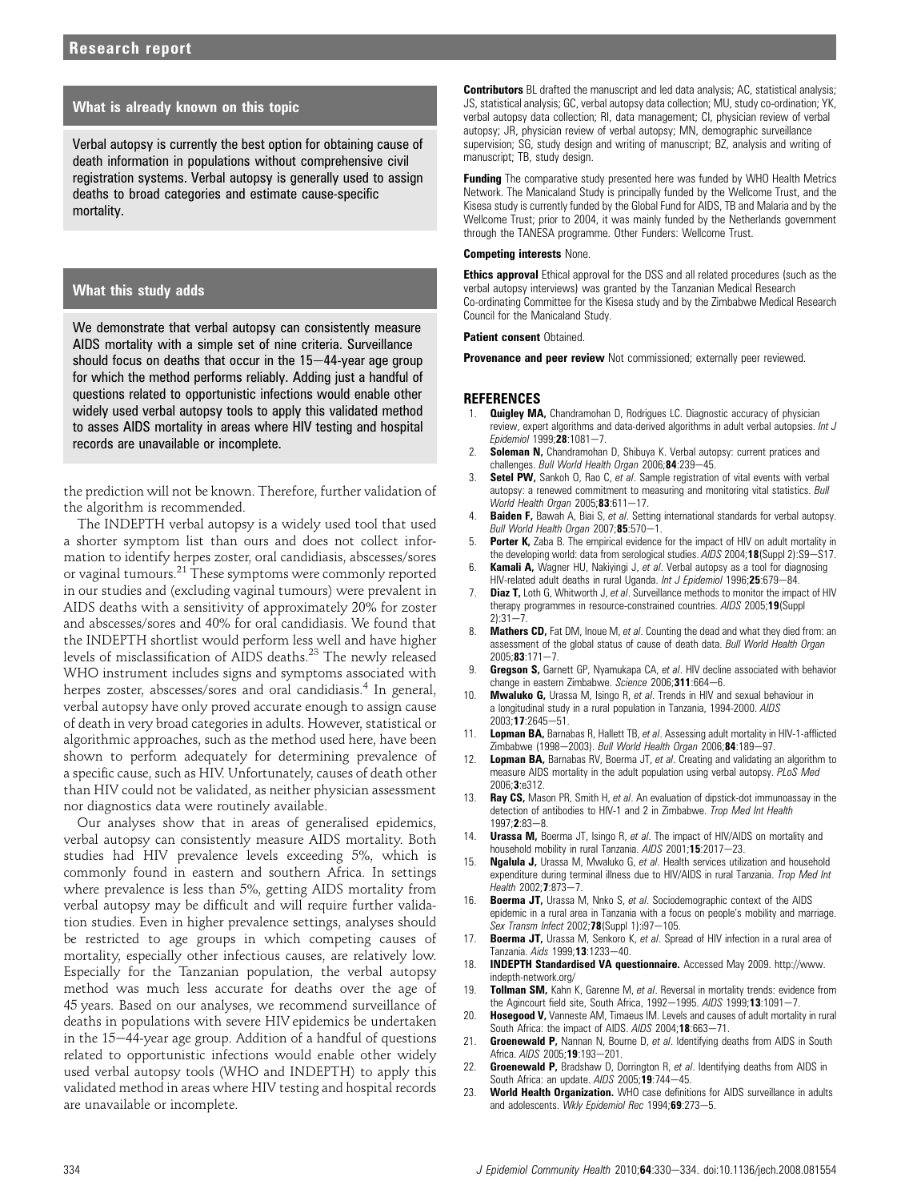## What is already known on this topic

Verbal autopsy is currently the best option for obtaining cause of death information in populations without comprehensive civil registration systems. Verbal autopsy is generally used to assign deaths to broad categories and estimate cause-specific mortality.

## What this study adds

We demonstrate that verbal autopsy can consistently measure AIDS mortality with a simple set of nine criteria. Surveillance should focus on deaths that occur in the 15–44-year age group for which the method performs reliably. Adding just a handful of questions related to opportunistic infections would enable other widely used verbal autopsy tools to apply this validated method to asses AIDS mortality in areas where HIV testing and hospital records are unavailable or incomplete.

the prediction will not be known. Therefore, further validation of the algorithm is recommended.

The INDEPTH verbal autopsy is a widely used tool that used a shorter symptom list than ours and does not collect information to identify herpes zoster, oral candidiasis, abscesses/sores or vaginal tumours.[21] These symptoms were commonly reported in our studies and (excluding vaginal tumours) were prevalent in AIDS deaths with a sensitivity of approximately 20% for zoster and abscesses/sores and 40% for oral candidiasis. We found that the INDEPTH shortlist would perform less well and have higher levels of misclassification of AIDS deaths.[25] The newly released WHO instrument includes signs and symptoms associated with herpes zoster, abscesses/sores and oral candidiasis.[4] In general, verbal autopsy have only proved accurate enough to assign cause of death in very broad categories in adults. However, statistical or algorithmic approaches, such as the method used here, have been shown to perform adequately for determining prevalence of a specific cause, such as HIV. Unfortunately, causes of death other than HIV could not be validated, as neither physician assessment nor diagnostics data were routinely available.

Our analyses show that in areas of generalised epidemics, verbal autopsy can consistently measure AIDS mortality. Both studies had HIV prevalence levels exceeding 5%, which is commonly found in eastern and southern Africa. In settings where prevalence is less than 5%, getting AIDS mortality from verbal autopsy may be difficult and will require further validation studies. Even in higher prevalence settings, analyses should be restricted to age groups in which competing causes of mortality, especially other infectious causes, are relatively low. Especially for the Tanzanian population, the verbal autopsy method was much less accurate for deaths over the age of 45 years. Based on our analyses, we recommend surveillance of deaths in populations with severe HIV epidemics be undertaken in the 15–44-year age group. Addition of a handful of questions related to opportunistic infections would enable other widely used verbal autopsy tools (WHO and INDEPTH) to apply this validated method in areas where HIV testing and hospital records are unavailable or incomplete.

**Contributors** BL drafted the manuscript and led data analysis; AC, statistical analysis; JS, statistical analysis; GC, verbal autopsy data collection; MU, study co-ordination; YK, verbal autopsy data collection; RI, data management; CI, physician review of verbal autopsy; JR, physician review of verbal autopsy; MN, demographic surveillance supervision; SG, study design and writing of manuscript; BZ, analysis and writing of manuscript; TB, study design.

**Funding** The comparative study presented here was funded by WHO Health Metrics Network. The Manicaland Study is principally funded by the Wellcome Trust, and the Kisesa study is currently funded by the Global Fund for AIDS, TB and Malaria and by the Wellcome Trust; prior to 2004, it was mainly funded by the Netherlands government through the TANESA programme. Other Funders: Wellcome Trust.

**Competing interests** None.

**Ethics approval** Ethical approval for the DSS and all related procedures (such as the verbal autopsy interviews) was granted by the Tanzanian Medical Research Co-ordinating Committee for the Kisesa study and by the Zimbabwe Medical Research Council for the Manicaland Study.

**Patient consent** Obtained.

**Provenance and peer review** Not commissioned; externally peer reviewed.

## REFERENCES

1. **Quigley MA,** Chandramohan D, Rodrigues LC. Diagnostic accuracy of physician review, expert algorithms and data-derived algorithms in adult verbal autopsies. *Int J Epidemiol* 1999;**28**:1081–7.
2. **Soleman N,** Chandramohan D, Shibuya K. Verbal autopsy: current pratices and challenges. *Bull World Health Organ* 2006;**84**:239–45.
3. **Setel PW,** Sankoh O, Rao C, *et al*. Sample registration of vital events with verbal autopsy: a renewed commitment to measuring and monitoring vital statistics. *Bull World Health Organ* 2005;**83**:611–17.
4. **Baiden F,** Bawah A, Biai S, *et al*. Setting international standards for verbal autopsy. *Bull World Health Organ* 2007;**85**:570–1.
5. **Porter K,** Zaba B. The empirical evidence for the impact of HIV on adult mortality in the developing world: data from serological studies. *AIDS* 2004;**18**(Suppl 2):S9–S17.
6. **Kamali A,** Wagner HU, Nakiyingi J, *et al*. Verbal autopsy as a tool for diagnosing HIV-related adult deaths in rural Uganda. *Int J Epidemiol* 1996;**25**:679–84.
7. **Diaz T,** Loth G, Whitworth J, *et al*. Surveillance methods to monitor the impact of HIV therapy programmes in resource-constrained countries. *AIDS* 2005;**19**(Suppl 2):31–7.
8. **Mathers CD,** Fat DM, Inoue M, *et al*. Counting the dead and what they died from: an assessment of the global status of cause of death data. *Bull World Health Organ* 2005;**83**:171–7.
9. **Gregson S,** Garnett GP, Nyamukapa CA, *et al*. HIV decline associated with behavior change in eastern Zimbabwe. *Science* 2006;**311**:664–6.
10. **Mwaluko G,** Urassa M, Isingo R, *et al*. Trends in HIV and sexual behaviour in a longitudinal study in a rural population in Tanzania, 1994-2000. *AIDS* 2003;**17**:2645–51.
11. **Lopman BA,** Barnabas R, Hallett TB, *et al*. Assessing adult mortality in HIV-1-afflicted Zimbabwe (1998–2003). *Bull World Health Organ* 2006;**84**:189–97.
12. **Lopman BA,** Barnabas RV, Boerma JT, *et al*. Creating and validating an algorithm to measure AIDS mortality in the adult population using verbal autopsy. *PLoS Med* 2006;**3**:e312.
13. **Ray CS,** Mason PR, Smith H, *et al*. An evaluation of dipstick-dot immunoassay in the detection of antibodies to HIV-1 and 2 in Zimbabwe. *Trop Med Int Health* 1997;**2**:83–8.
14. **Urassa M,** Boerma JT, Isingo R, *et al*. The impact of HIV/AIDS on mortality and household mobility in rural Tanzania. *AIDS* 2001;**15**:2017–23.
15. **Ngalula J,** Urassa M, Mwaluko G, *et al*. Health services utilization and household expenditure during terminal illness due to HIV/AIDS in rural Tanzania. *Trop Med Int Health* 2002;**7**:873–7.
16. **Boerma JT,** Urassa M, Nnko S, *et al*. Sociodemographic context of the AIDS epidemic in a rural area in Tanzania with a focus on people's mobility and marriage. *Sex Transm Infect* 2002;**78**(Suppl 1):i97–105.
17. **Boerma JT,** Urassa M, Senkoro K, *et al*. Spread of HIV infection in a rural area of Tanzania. *Aids* 1999;**13**:1233–40.
18. **INDEPTH Standardised VA questionnaire.** Accessed May 2009. http://www.indepth-network.org/
19. **Tollman SM,** Kahn K, Garenne M, *et al*. Reversal in mortality trends: evidence from the Agincourt field site, South Africa, 1992–1995. *AIDS* 1999;**13**:1091–7.
20. **Hosegood V,** Vanneste AM, Timaeus IM. Levels and causes of adult mortality in rural South Africa: the impact of AIDS. *AIDS* 2004;**18**:663–71.
21. **Groenewald P,** Nannan N, Bourne D, *et al*. Identifying deaths from AIDS in South Africa. *AIDS* 2005;**19**:193–201.
22. **Groenewald P,** Bradshaw D, Dorrington R, *et al*. Identifying deaths from AIDS in South Africa: an update. *AIDS* 2005;**19**:744–45.
23. **World Health Organization.** WHO case definitions for AIDS surveillance in adults and adolescents. *Wkly Epidemiol Rec* 1994;**69**:273–5.